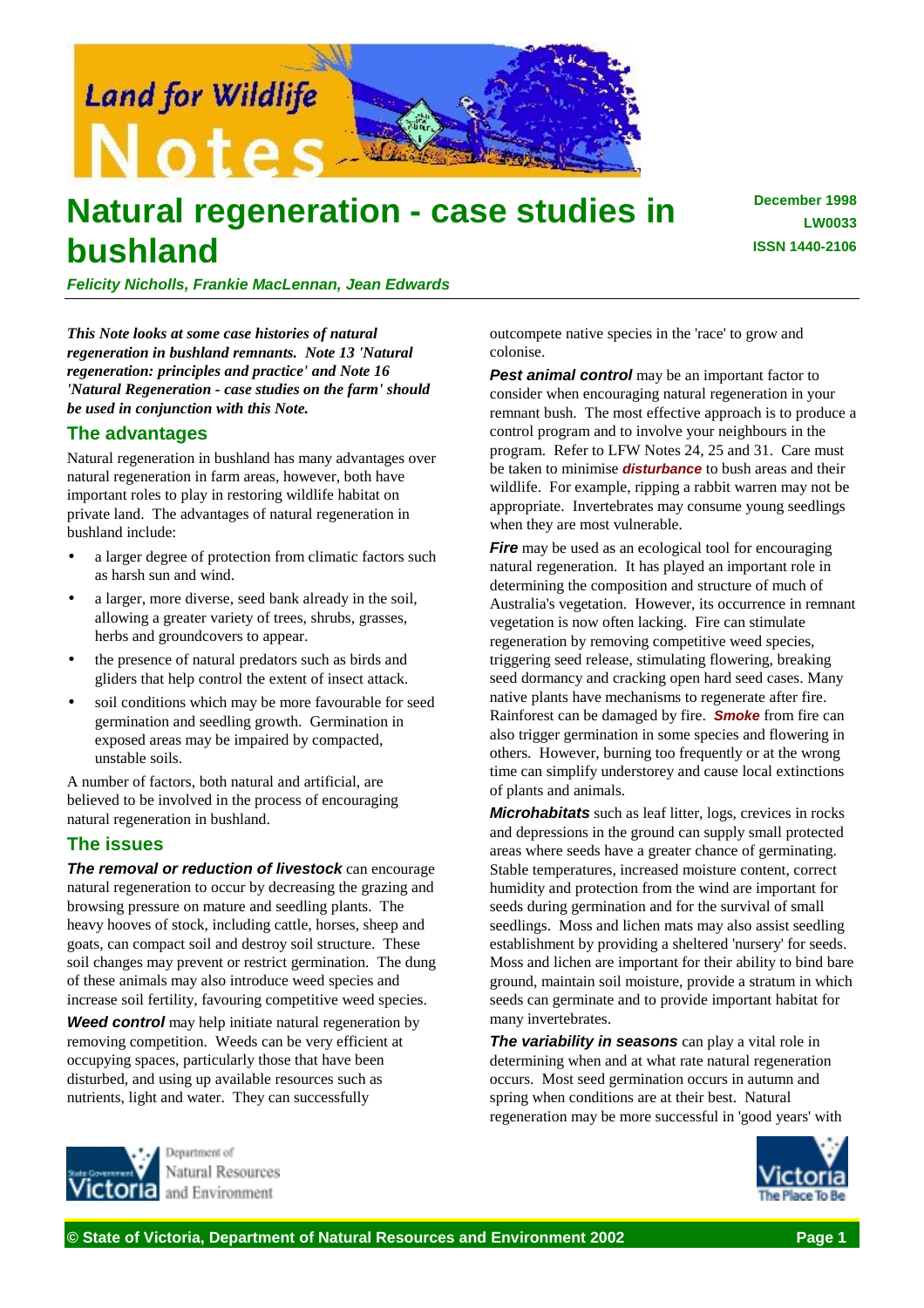# Natural regeneration - case studies in bushland

December 1998
LW0033
ISSN 1440-2106

*Felicity Nicholls, Frankie MacLennan, Jean Edwards*

***This Note looks at some case histories of natural regeneration in bushland remnants. Note 13 'Natural regeneration: principles and practice' and Note 16 'Natural Regeneration - case studies on the farm' should be used in conjunction with this Note.***

## The advantages

Natural regeneration in bushland has many advantages over natural regeneration in farm areas, however, both have important roles to play in restoring wildlife habitat on private land. The advantages of natural regeneration in bushland include:

- a larger degree of protection from climatic factors such as harsh sun and wind.
- a larger, more diverse, seed bank already in the soil, allowing a greater variety of trees, shrubs, grasses, herbs and groundcovers to appear.
- the presence of natural predators such as birds and gliders that help control the extent of insect attack.
- soil conditions which may be more favourable for seed germination and seedling growth. Germination in exposed areas may be impaired by compacted, unstable soils.

A number of factors, both natural and artificial, are believed to be involved in the process of encouraging natural regeneration in bushland.

## The issues

***The removal or reduction of livestock*** can encourage natural regeneration to occur by decreasing the grazing and browsing pressure on mature and seedling plants. The heavy hooves of stock, including cattle, horses, sheep and goats, can compact soil and destroy soil structure. These soil changes may prevent or restrict germination. The dung of these animals may also introduce weed species and increase soil fertility, favouring competitive weed species.

***Weed control*** may help initiate natural regeneration by removing competition. Weeds can be very efficient at occupying spaces, particularly those that have been disturbed, and using up available resources such as nutrients, light and water. They can successfully outcompete native species in the 'race' to grow and colonise.

***Pest animal control*** may be an important factor to consider when encouraging natural regeneration in your remnant bush. The most effective approach is to produce a control program and to involve your neighbours in the program. Refer to LFW Notes 24, 25 and 31. Care must be taken to minimise ***disturbance*** to bush areas and their wildlife. For example, ripping a rabbit warren may not be appropriate. Invertebrates may consume young seedlings when they are most vulnerable.

***Fire*** may be used as an ecological tool for encouraging natural regeneration. It has played an important role in determining the composition and structure of much of Australia's vegetation. However, its occurrence in remnant vegetation is now often lacking. Fire can stimulate regeneration by removing competitive weed species, triggering seed release, stimulating flowering, breaking seed dormancy and cracking open hard seed cases. Many native plants have mechanisms to regenerate after fire. Rainforest can be damaged by fire. ***Smoke*** from fire can also trigger germination in some species and flowering in others. However, burning too frequently or at the wrong time can simplify understorey and cause local extinctions of plants and animals.

***Microhabitats*** such as leaf litter, logs, crevices in rocks and depressions in the ground can supply small protected areas where seeds have a greater chance of germinating. Stable temperatures, increased moisture content, correct humidity and protection from the wind are important for seeds during germination and for the survival of small seedlings. Moss and lichen mats may also assist seedling establishment by providing a sheltered 'nursery' for seeds. Moss and lichen are important for their ability to bind bare ground, maintain soil moisture, provide a stratum in which seeds can germinate and to provide important habitat for many invertebrates.

***The variability in seasons*** can play a vital role in determining when and at what rate natural regeneration occurs. Most seed germination occurs in autumn and spring when conditions are at their best. Natural regeneration may be more successful in 'good years' with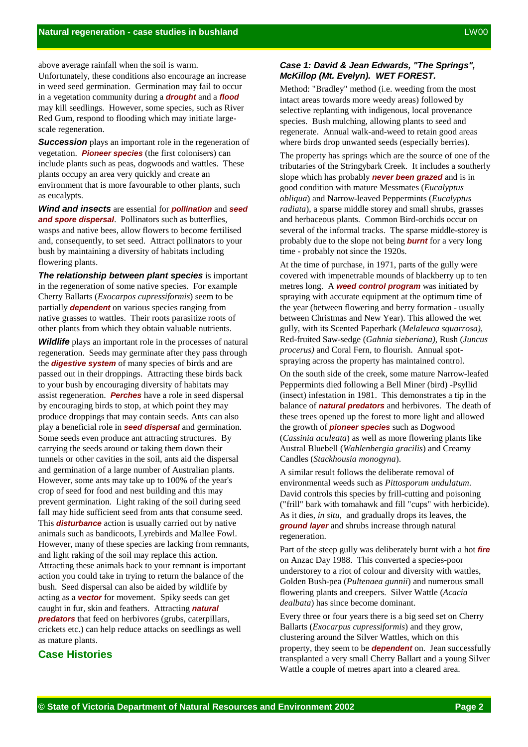above average rainfall when the soil is warm. Unfortunately, these conditions also encourage an increase in weed seed germination. Germination may fail to occur in a vegetation community during a ***drought*** and a ***flood*** may kill seedlings. However, some species, such as River Red Gum, respond to flooding which may initiate large-scale regeneration.

***Succession*** plays an important role in the regeneration of vegetation. ***Pioneer species*** (the first colonisers) can include plants such as peas, dogwoods and wattles. These plants occupy an area very quickly and create an environment that is more favourable to other plants, such as eucalypts.

***Wind and insects*** are essential for ***pollination*** and ***seed and spore dispersal***. Pollinators such as butterflies, wasps and native bees, allow flowers to become fertilised and, consequently, to set seed. Attract pollinators to your bush by maintaining a diversity of habitats including flowering plants.

***The relationship between plant species*** is important in the regeneration of some native species. For example Cherry Ballarts (*Exocarpos cupressiformis*) seem to be partially ***dependent*** on various species ranging from native grasses to wattles. Their roots parasitize roots of other plants from which they obtain valuable nutrients.

***Wildlife*** plays an important role in the processes of natural regeneration. Seeds may germinate after they pass through the ***digestive system*** of many species of birds and are passed out in their droppings. Attracting these birds back to your bush by encouraging diversity of habitats may assist regeneration. ***Perches*** have a role in seed dispersal by encouraging birds to stop, at which point they may produce droppings that may contain seeds. Ants can also play a beneficial role in ***seed dispersal*** and germination. Some seeds even produce ant attracting structures. By carrying the seeds around or taking them down their tunnels or other cavities in the soil, ants aid the dispersal and germination of a large number of Australian plants. However, some ants may take up to 100% of the year's crop of seed for food and nest building and this may prevent germination. Light raking of the soil during seed fall may hide sufficient seed from ants that consume seed. This ***disturbance*** action is usually carried out by native animals such as bandicoots, Lyrebirds and Mallee Fowl. However, many of these species are lacking from remnants, and light raking of the soil may replace this action. Attracting these animals back to your remnant is important action you could take in trying to return the balance of the bush. Seed dispersal can also be aided by wildlife by acting as a ***vector*** for movement. Spiky seeds can get caught in fur, skin and feathers. Attracting ***natural predators*** that feed on herbivores (grubs, caterpillars, crickets etc.) can help reduce attacks on seedlings as well as mature plants.

## Case Histories

### *Case 1: David & Jean Edwards, "The Springs", McKillop (Mt. Evelyn). WET FOREST.*

Method: "Bradley" method (i.e. weeding from the most intact areas towards more weedy areas) followed by selective replanting with indigenous, local provenance species. Bush mulching, allowing plants to seed and regenerate. Annual walk-and-weed to retain good areas where birds drop unwanted seeds (especially berries).

The property has springs which are the source of one of the tributaries of the Stringybark Creek. It includes a southerly slope which has probably ***never been grazed*** and is in good condition with mature Messmates (*Eucalyptus obliqua*) and Narrow-leaved Peppermints (*Eucalyptus radiata*), a sparse middle storey and small shrubs, grasses and herbaceous plants. Common Bird-orchids occur on several of the informal tracks. The sparse middle-storey is probably due to the slope not being ***burnt*** for a very long time - probably not since the 1920s.

At the time of purchase, in 1971, parts of the gully were covered with impenetrable mounds of blackberry up to ten metres long. A ***weed control program*** was initiated by spraying with accurate equipment at the optimum time of the year (between flowering and berry formation - usually between Christmas and New Year). This allowed the wet gully, with its Scented Paperbark (*Melaleuca squarrosa)*, Red-fruited Saw-sedge (*Gahnia sieberiana)*, Rush (*Juncus procerus)* and Coral Fern, to flourish. Annual spot-spraying across the property has maintained control.

On the south side of the creek, some mature Narrow-leafed Peppermints died following a Bell Miner (bird) -Psyllid (insect) infestation in 1981. This demonstrates a tip in the balance of ***natural predators*** and herbivores. The death of these trees opened up the forest to more light and allowed the growth of ***pioneer species*** such as Dogwood (*Cassinia aculeata*) as well as more flowering plants like Austral Bluebell (*Wahlenbergia gracilis*) and Creamy Candles (*Stackhousia monogyna*).

A similar result follows the deliberate removal of environmental weeds such as *Pittosporum undulatum*. David controls this species by frill-cutting and poisoning ("frill" bark with tomahawk and fill "cups" with herbicide). As it dies, *in situ*, and gradually drops its leaves, the ***ground layer*** and shrubs increase through natural regeneration.

Part of the steep gully was deliberately burnt with a hot ***fire*** on Anzac Day 1988. This converted a species-poor understorey to a riot of colour and diversity with wattles, Golden Bush-pea (*Pultenaea gunnii*) and numerous small flowering plants and creepers. Silver Wattle (*Acacia dealbata*) has since become dominant.

Every three or four years there is a big seed set on Cherry Ballarts (*Exocarpus cupressiformis*) and they grow, clustering around the Silver Wattles, which on this property, they seem to be ***dependent*** on. Jean successfully transplanted a very small Cherry Ballart and a young Silver Wattle a couple of metres apart into a cleared area.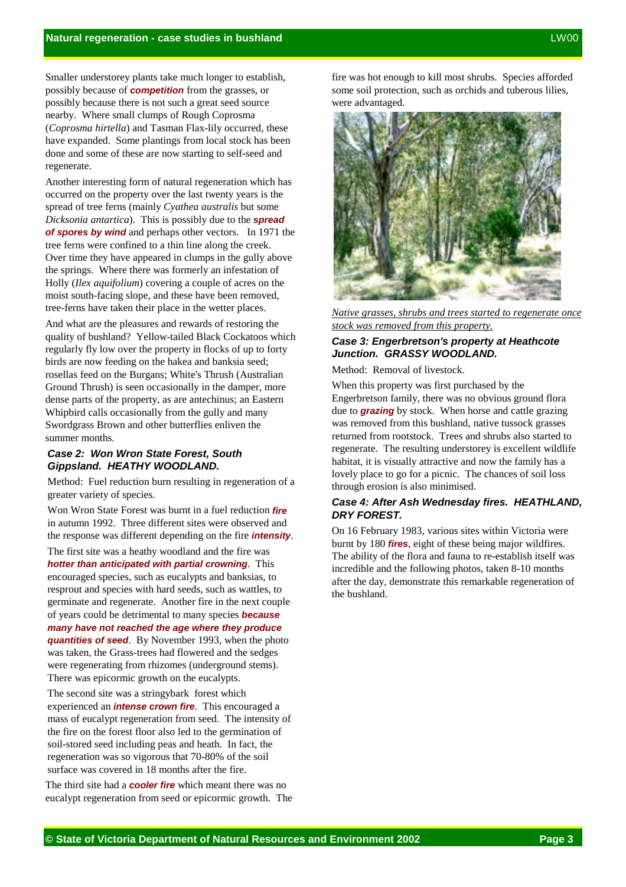Smaller understorey plants take much longer to establish, possibly because of ***competition*** from the grasses, or possibly because there is not such a great seed source nearby. Where small clumps of Rough Coprosma (*Coprosma hirtella*) and Tasman Flax-lily occurred, these have expanded. Some plantings from local stock has been done and some of these are now starting to self-seed and regenerate.

Another interesting form of natural regeneration which has occurred on the property over the last twenty years is the spread of tree ferns (mainly *Cyathea australis* but some *Dicksonia antartica*). This is possibly due to the ***spread of spores by wind*** and perhaps other vectors. In 1971 the tree ferns were confined to a thin line along the creek. Over time they have appeared in clumps in the gully above the springs. Where there was formerly an infestation of Holly (*Ilex aquifolium*) covering a couple of acres on the moist south-facing slope, and these have been removed, tree-ferns have taken their place in the wetter places.

And what are the pleasures and rewards of restoring the quality of bushland? Yellow-tailed Black Cockatoos which regularly fly low over the property in flocks of up to forty birds are now feeding on the hakea and banksia seed; rosellas feed on the Burgans; White's Thrush (Australian Ground Thrush) is seen occasionally in the damper, more dense parts of the property, as are antechinus; an Eastern Whipbird calls occasionally from the gully and many Swordgrass Brown and other butterflies enliven the summer months.

### *Case 2: Won Wron State Forest, South Gippsland. HEATHY WOODLAND.*

Method: Fuel reduction burn resulting in regeneration of a greater variety of species.

Won Wron State Forest was burnt in a fuel reduction ***fire*** in autumn 1992. Three different sites were observed and the response was different depending on the fire ***intensity***.

The first site was a heathy woodland and the fire was ***hotter than anticipated with partial crowning***. This encouraged species, such as eucalypts and banksias, to resprout and species with hard seeds, such as wattles, to germinate and regenerate. Another fire in the next couple of years could be detrimental to many species ***because many have not reached the age where they produce quantities of seed***. By November 1993, when the photo was taken, the Grass-trees had flowered and the sedges were regenerating from rhizomes (underground stems). There was epicormic growth on the eucalypts.

The second site was a stringybark forest which experienced an ***intense crown fire***. This encouraged a mass of eucalypt regeneration from seed. The intensity of the fire on the forest floor also led to the germination of soil-stored seed including peas and heath. In fact, the regeneration was so vigorous that 70-80% of the soil surface was covered in 18 months after the fire.

The third site had a ***cooler fire*** which meant there was no eucalypt regeneration from seed or epicormic growth. The fire was hot enough to kill most shrubs. Species afforded some soil protection, such as orchids and tuberous lilies, were advantaged.

*Native grasses, shrubs and trees started to regenerate once stock was removed from this property.*

### *Case 3: Engerbretson's property at Heathcote Junction. GRASSY WOODLAND.*

Method: Removal of livestock.

When this property was first purchased by the Engerbretson family, there was no obvious ground flora due to ***grazing*** by stock. When horse and cattle grazing was removed from this bushland, native tussock grasses returned from rootstock. Trees and shrubs also started to regenerate. The resulting understorey is excellent wildlife habitat, it is visually attractive and now the family has a lovely place to go for a picnic. The chances of soil loss through erosion is also minimised.

### *Case 4: After Ash Wednesday fires. HEATHLAND, DRY FOREST.*

On 16 February 1983, various sites within Victoria were burnt by 180 ***fires***, eight of these being major wildfires. The ability of the flora and fauna to re-establish itself was incredible and the following photos, taken 8-10 months after the day, demonstrate this remarkable regeneration of the bushland.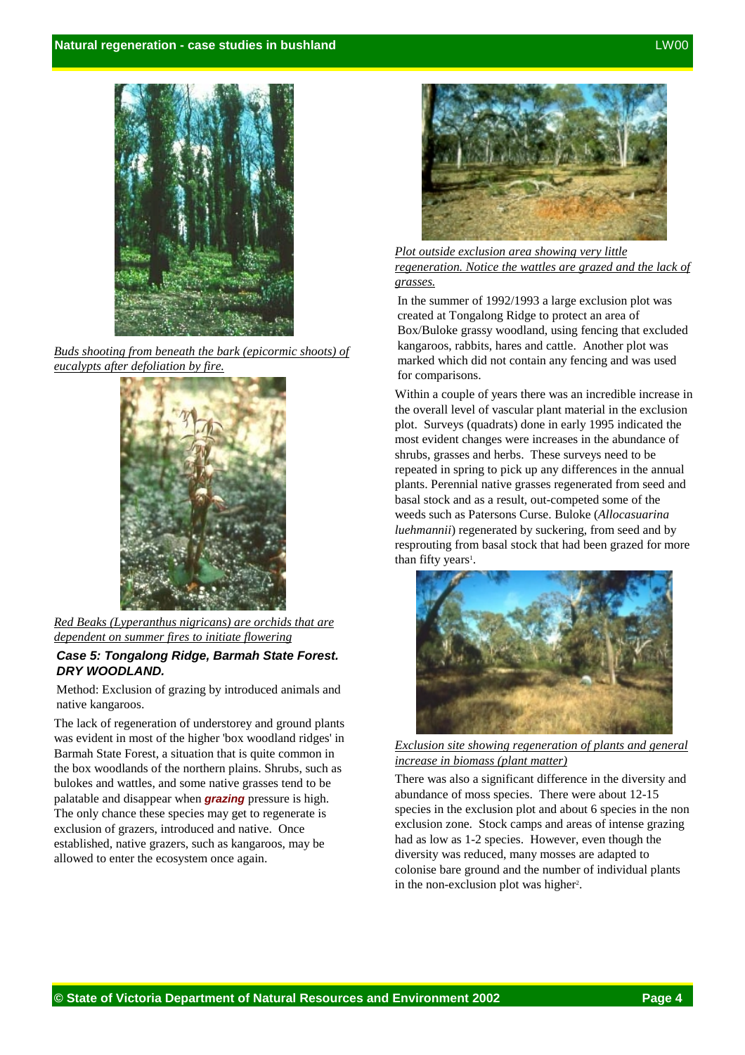*Buds shooting from beneath the bark (epicormic shoots) of eucalypts after defoliation by fire.*

*Red Beaks (Lyperanthus nigricans) are orchids that are dependent on summer fires to initiate flowering*

### *Case 5: Tongalong Ridge, Barmah State Forest. DRY WOODLAND.*

Method: Exclusion of grazing by introduced animals and native kangaroos.

The lack of regeneration of understorey and ground plants was evident in most of the higher 'box woodland ridges' in Barmah State Forest, a situation that is quite common in the box woodlands of the northern plains. Shrubs, such as bulokes and wattles, and some native grasses tend to be palatable and disappear when ***grazing*** pressure is high. The only chance these species may get to regenerate is exclusion of grazers, introduced and native. Once established, native grazers, such as kangaroos, may be allowed to enter the ecosystem once again.

*Plot outside exclusion area showing very little regeneration. Notice the wattles are grazed and the lack of grasses.*

In the summer of 1992/1993 a large exclusion plot was created at Tongalong Ridge to protect an area of Box/Buloke grassy woodland, using fencing that excluded kangaroos, rabbits, hares and cattle. Another plot was marked which did not contain any fencing and was used for comparisons.

Within a couple of years there was an incredible increase in the overall level of vascular plant material in the exclusion plot. Surveys (quadrats) done in early 1995 indicated the most evident changes were increases in the abundance of shrubs, grasses and herbs. These surveys need to be repeated in spring to pick up any differences in the annual plants. Perennial native grasses regenerated from seed and basal stock and as a result, out-competed some of the weeds such as Patersons Curse. Buloke (*Allocasuarina luehmannii*) regenerated by suckering, from seed and by resprouting from basal stock that had been grazed for more than fifty years[1].

*Exclusion site showing regeneration of plants and general increase in biomass (plant matter)*

There was also a significant difference in the diversity and abundance of moss species. There were about 12-15 species in the exclusion plot and about 6 species in the non exclusion zone. Stock camps and areas of intense grazing had as low as 1-2 species. However, even though the diversity was reduced, many mosses are adapted to colonise bare ground and the number of individual plants in the non-exclusion plot was higher[2].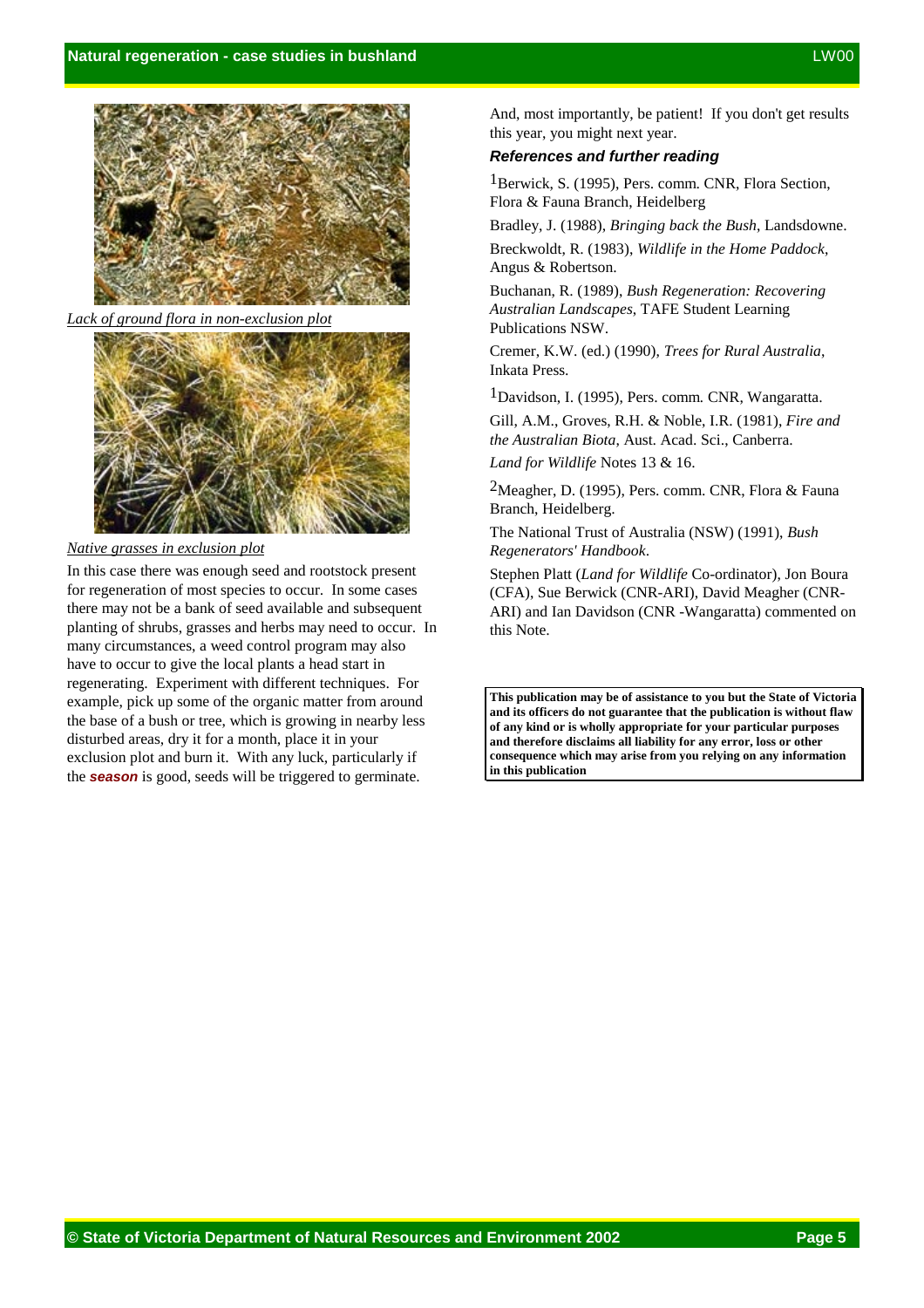*Lack of ground flora in non-exclusion plot*

*Native grasses in exclusion plot*

In this case there was enough seed and rootstock present for regeneration of most species to occur. In some cases there may not be a bank of seed available and subsequent planting of shrubs, grasses and herbs may need to occur. In many circumstances, a weed control program may also have to occur to give the local plants a head start in regenerating. Experiment with different techniques. For example, pick up some of the organic matter from around the base of a bush or tree, which is growing in nearby less disturbed areas, dry it for a month, place it in your exclusion plot and burn it. With any luck, particularly if the ***season*** is good, seeds will be triggered to germinate.

And, most importantly, be patient! If you don't get results this year, you might next year.

### *References and further reading*

[1]Berwick, S. (1995), Pers. comm. CNR, Flora Section, Flora & Fauna Branch, Heidelberg

Bradley, J. (1988), *Bringing back the Bush*, Landsdowne.

Breckwoldt, R. (1983), *Wildlife in the Home Paddock*, Angus & Robertson.

Buchanan, R. (1989), *Bush Regeneration: Recovering Australian Landscapes*, TAFE Student Learning Publications NSW.

Cremer, K.W. (ed.) (1990), *Trees for Rural Australia*, Inkata Press.

[1]Davidson, I. (1995), Pers. comm. CNR, Wangaratta.

Gill, A.M., Groves, R.H. & Noble, I.R. (1981), *Fire and the Australian Biota*, Aust. Acad. Sci., Canberra.

*Land for Wildlife* Notes 13 & 16.

[2]Meagher, D. (1995), Pers. comm. CNR, Flora & Fauna Branch, Heidelberg.

The National Trust of Australia (NSW) (1991), *Bush Regenerators' Handbook*.

Stephen Platt (*Land for Wildlife* Co-ordinator), Jon Boura (CFA), Sue Berwick (CNR-ARI), David Meagher (CNR-ARI) and Ian Davidson (CNR -Wangaratta) commented on this Note.

**This publication may be of assistance to you but the State of Victoria and its officers do not guarantee that the publication is without flaw of any kind or is wholly appropriate for your particular purposes and therefore disclaims all liability for any error, loss or other consequence which may arise from you relying on any information in this publication**

**© State of Victoria Department of Natural Resources and Environment 2002**